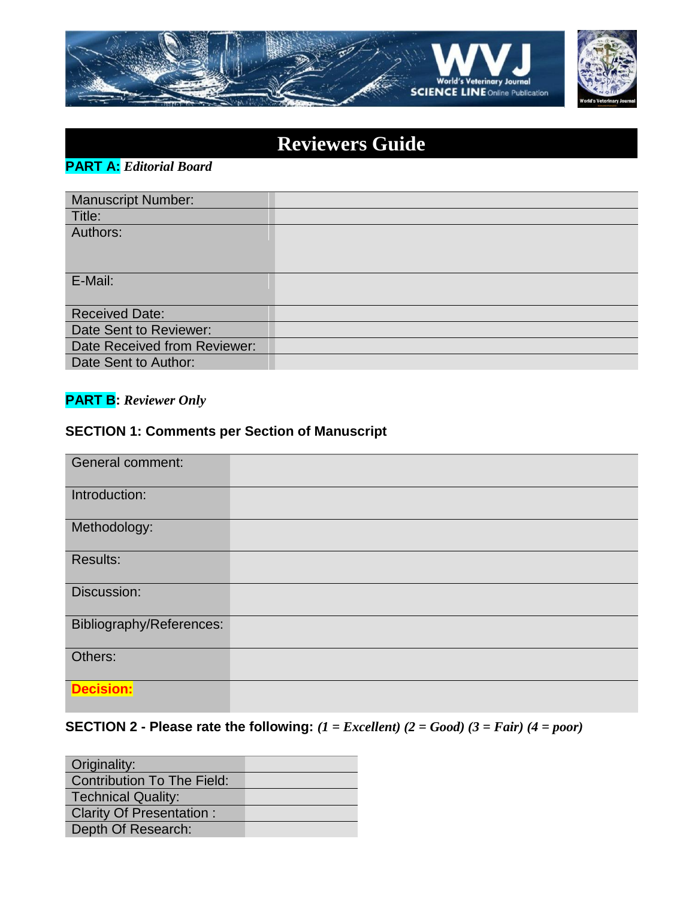# Reviewers Guide

**PART A:** ***Editorial Board***

| | |
|---|---|
| Manuscript Number: | |
| Title: | |
| Authors: | |
| E-Mail: | |
| Received Date: | |
| Date Sent to Reviewer: | |
| Date Received from Reviewer: | |
| Date Sent to Author: | |

**PART B**: ***Reviewer Only***

### SECTION 1: Comments per Section of Manuscript

| | |
|---|---|
| General comment: | |
| Introduction: | |
| Methodology: | |
| Results: | |
| Discussion: | |
| Bibliography/References: | |
| Others: | |
| **Decision:** | |

**SECTION 2 - Please rate the following:** ***(1 = Excellent) (2 = Good) (3 = Fair) (4 = poor)***

| | |
|---|---|
| Originality: | |
| Contribution To The Field: | |
| Technical Quality: | |
| Clarity Of Presentation : | |
| Depth Of Research: | |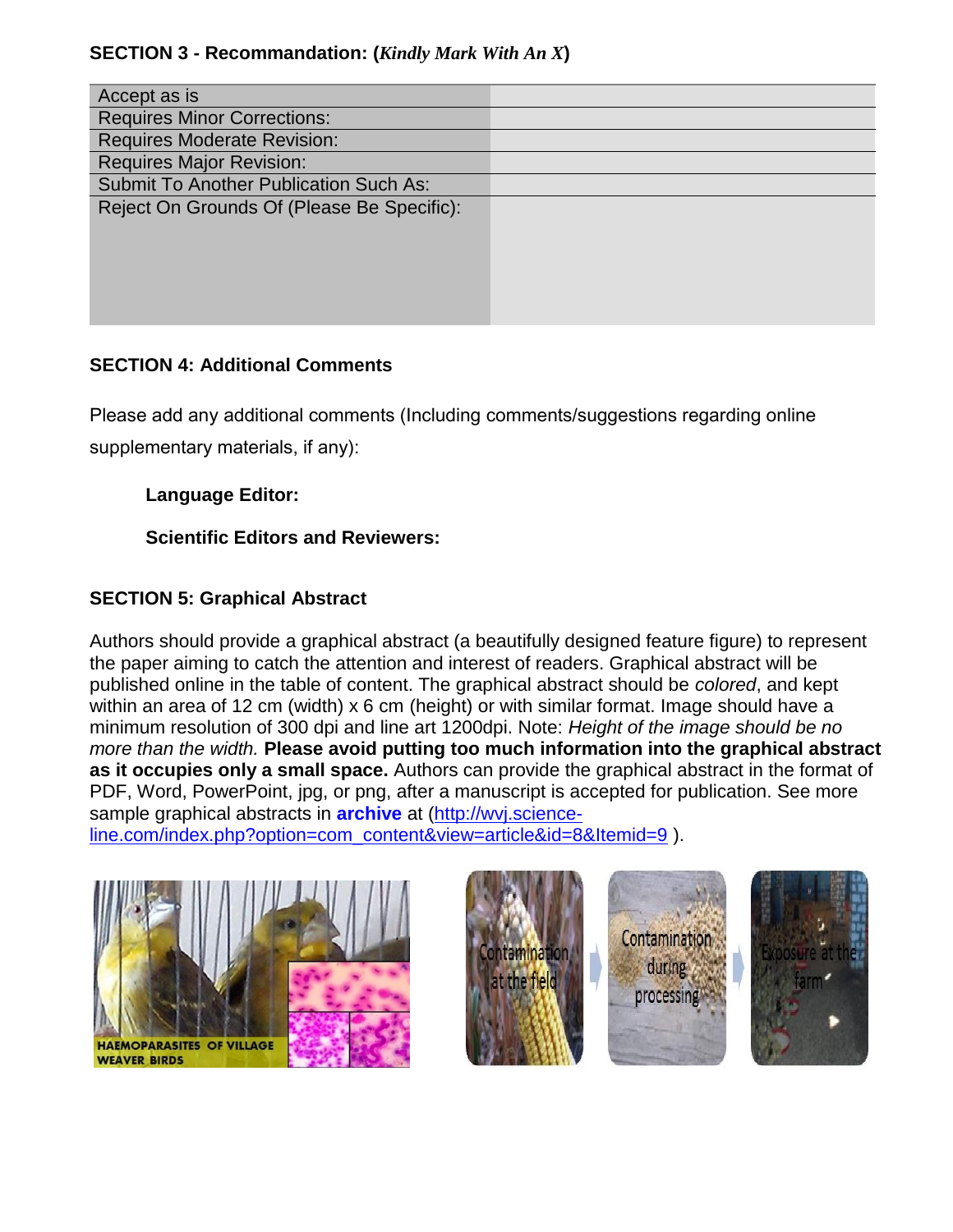**SECTION 3 - Recommandation: (*Kindly Mark With An X*)**

| | |
|---|---|
| Accept as is | |
| Requires Minor Corrections: | |
| Requires Moderate Revision: | |
| Requires Major Revision: | |
| Submit To Another Publication Such As: | |
| Reject On Grounds Of (Please Be Specific): | |

**SECTION 4: Additional Comments**

Please add any additional comments (Including comments/suggestions regarding online supplementary materials, if any):

**Language Editor:**

**Scientific Editors and Reviewers:**

**SECTION 5: Graphical Abstract**

Authors should provide a graphical abstract (a beautifully designed feature figure) to represent the paper aiming to catch the attention and interest of readers. Graphical abstract will be published online in the table of content. The graphical abstract should be *colored*, and kept within an area of 12 cm (width) x 6 cm (height) or with similar format. Image should have a minimum resolution of 300 dpi and line art 1200dpi. Note: *Height of the image should be no more than the width.* **Please avoid putting too much information into the graphical abstract as it occupies only a small space.** Authors can provide the graphical abstract in the format of PDF, Word, PowerPoint, jpg, or png, after a manuscript is accepted for publication. See more sample graphical abstracts in **archive** at (http://wvj.science-line.com/index.php?option=com_content&view=article&id=8&Itemid=9 ).

HAEMOPARASITES OF VILLAGE WEAVER BIRDS

Contamination at the field

Contamination during processing

Exposure at the farm